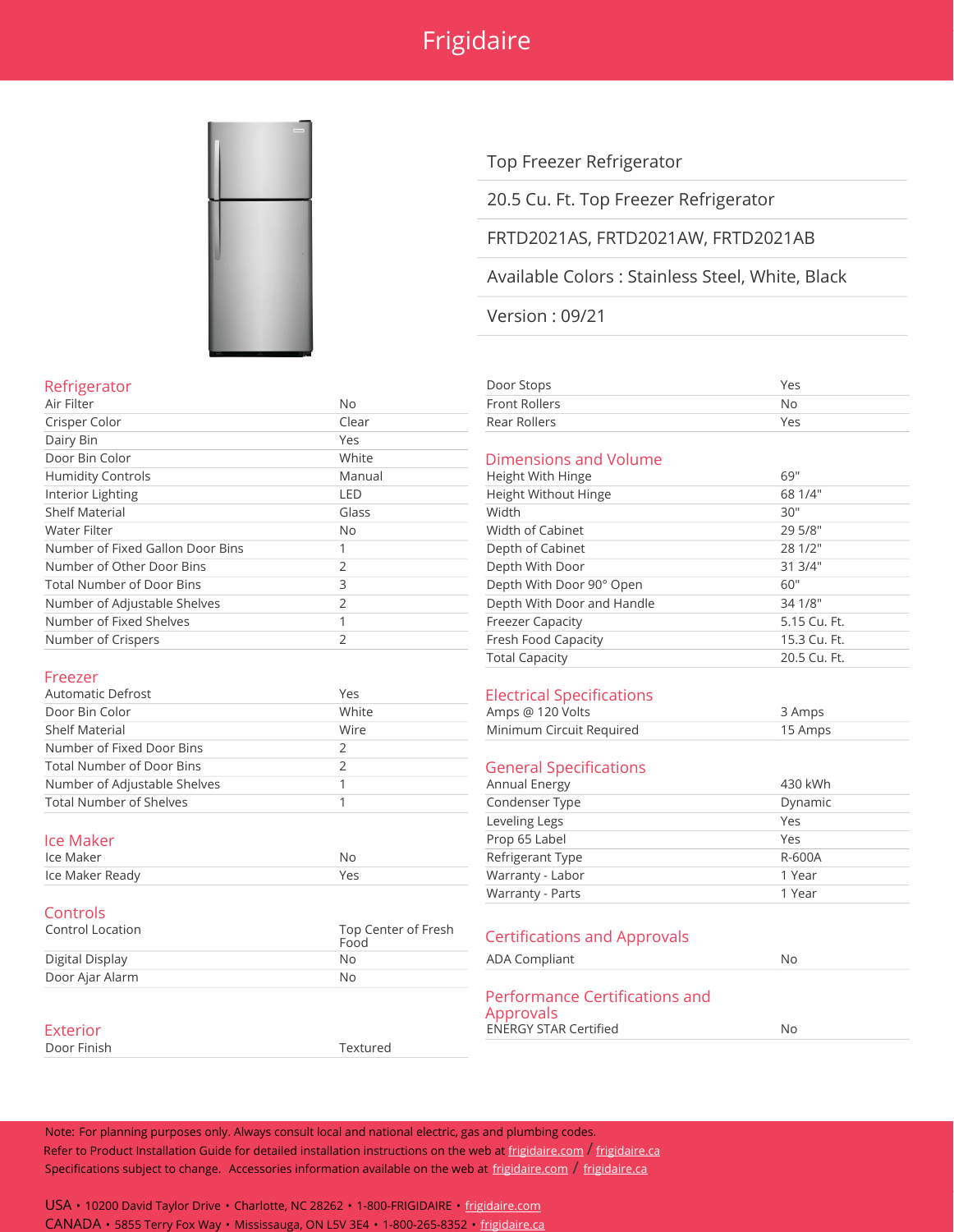# Frigidaire

Top Freezer Refrigerator

20.5 Cu. Ft. Top Freezer Refrigerator

FRTD2021AS, FRTD2021AW, FRTD2021AB

Available Colors : Stainless Steel, White, Black

Version : 09/21

## Refrigerator

| | |
|---|---|
| Air Filter | No |
| Crisper Color | Clear |
| Dairy Bin | Yes |
| Door Bin Color | White |
| Humidity Controls | Manual |
| Interior Lighting | LED |
| Shelf Material | Glass |
| Water Filter | No |
| Number of Fixed Gallon Door Bins | 1 |
| Number of Other Door Bins | 2 |
| Total Number of Door Bins | 3 |
| Number of Adjustable Shelves | 2 |
| Number of Fixed Shelves | 1 |
| Number of Crispers | 2 |

## Freezer

| | |
|---|---|
| Automatic Defrost | Yes |
| Door Bin Color | White |
| Shelf Material | Wire |
| Number of Fixed Door Bins | 2 |
| Total Number of Door Bins | 2 |
| Number of Adjustable Shelves | 1 |
| Total Number of Shelves | 1 |

## Ice Maker

| | |
|---|---|
| Ice Maker | No |
| Ice Maker Ready | Yes |

## Controls

| | |
|---|---|
| Control Location | Top Center of Fresh Food |
| Digital Display | No |
| Door Ajar Alarm | No |

## Exterior

| | |
|---|---|
| Door Finish | Textured |
| Door Stops | Yes |
| Front Rollers | No |
| Rear Rollers | Yes |

## Dimensions and Volume

| | |
|---|---|
| Height With Hinge | 69" |
| Height Without Hinge | 68 1/4" |
| Width | 30" |
| Width of Cabinet | 29 5/8" |
| Depth of Cabinet | 28 1/2" |
| Depth With Door | 31 3/4" |
| Depth With Door 90° Open | 60" |
| Depth With Door and Handle | 34 1/8" |
| Freezer Capacity | 5.15 Cu. Ft. |
| Fresh Food Capacity | 15.3 Cu. Ft. |
| Total Capacity | 20.5 Cu. Ft. |

## Electrical Specifications

| | |
|---|---|
| Amps @ 120 Volts | 3 Amps |
| Minimum Circuit Required | 15 Amps |

## General Specifications

| | |
|---|---|
| Annual Energy | 430 kWh |
| Condenser Type | Dynamic |
| Leveling Legs | Yes |
| Prop 65 Label | Yes |
| Refrigerant Type | R-600A |
| Warranty - Labor | 1 Year |
| Warranty - Parts | 1 Year |

## Certifications and Approvals

| | |
|---|---|
| ADA Compliant | No |

## Performance Certifications and Approvals

| | |
|---|---|
| ENERGY STAR Certified | No |

Note: For planning purposes only. Always consult local and national electric, gas and plumbing codes.
Refer to Product Installation Guide for detailed installation instructions on the web at frigidaire.com / frigidaire.ca
Specifications subject to change. Accessories information available on the web at frigidaire.com / frigidaire.ca

USA • 10200 David Taylor Drive • Charlotte, NC 28262 • 1-800-FRIGIDAIRE • frigidaire.com
CANADA • 5855 Terry Fox Way • Mississauga, ON L5V 3E4 • 1-800-265-8352 • frigidaire.ca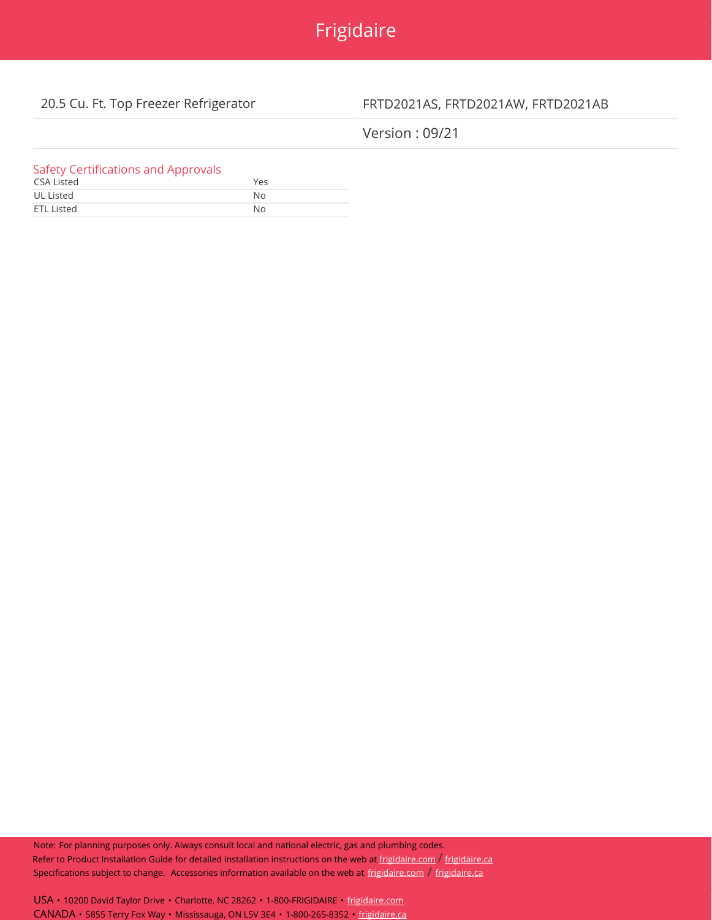20.5 Cu. Ft. Top Freezer Refrigerator

FRTD2021AS, FRTD2021AW, FRTD2021AB

Version : 09/21

## Safety Certifications and Approvals

| | |
|---|---|
| CSA Listed | Yes |
| UL Listed | No |
| ETL Listed | No |

Note: For planning purposes only. Always consult local and national electric, gas and plumbing codes.
Refer to Product Installation Guide for detailed installation instructions on the web at frigidaire.com / frigidaire.ca
Specifications subject to change. Accessories information available on the web at frigidaire.com / frigidaire.ca

USA • 10200 David Taylor Drive • Charlotte, NC 28262 • 1-800-FRIGIDAIRE • frigidaire.com
CANADA • 5855 Terry Fox Way • Mississauga, ON L5V 3E4 • 1-800-265-8352 • frigidaire.ca